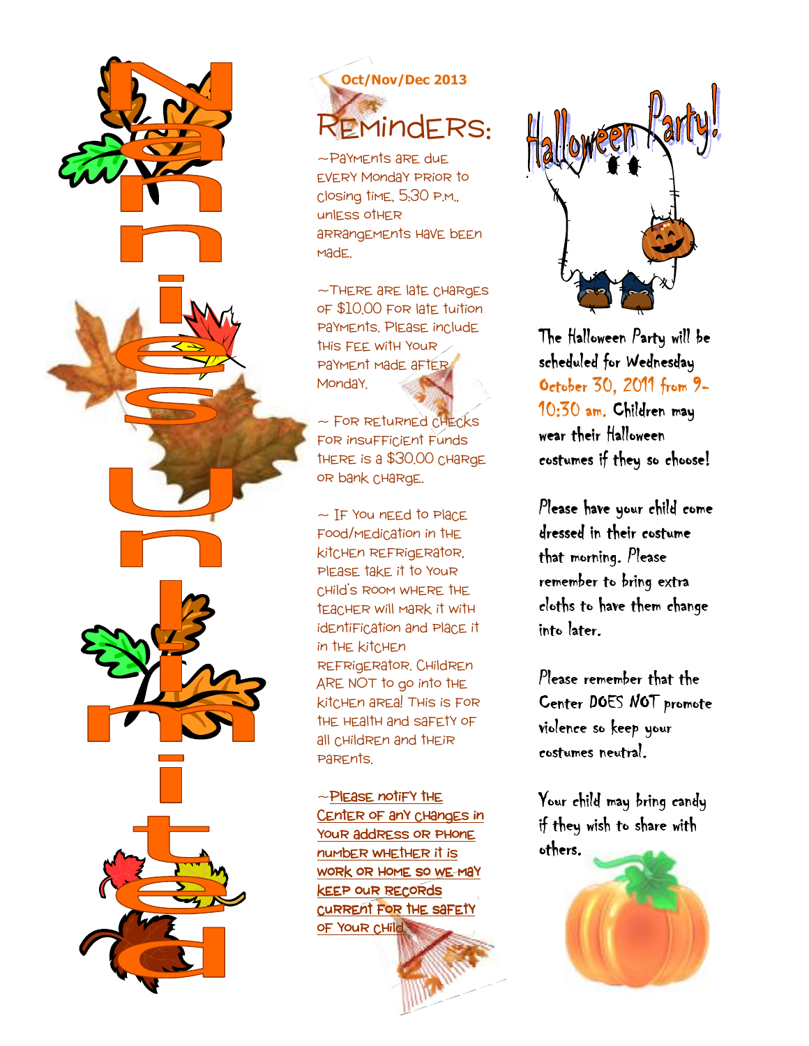# Nannies Unlimited

Oct/Nov/Dec 2013

## Reminders:

~Payments are due every Monday prior to closing time, 5:30 p.m., unless other arrangements have been made.

~There are late charges of $10.00 for late tuition payments. Please include this fee with your payment made after Monday.

~ For returned checks for insufficient funds there is a $30.00 charge or bank charge.

~ If you need to place food/medication in the kitchen refrigerator, please take it to your child's room where the teacher will mark it with identification and place it in the kitchen refrigerator. Children are NOT to go into the kitchen area! This is for the health and safety of all children and their parents.

~Please notify the Center of any changes in your address or phone number whether it is work or home so we may keep our records current for the safety of your child.

## Halloween Party!

The Halloween Party will be scheduled for Wednesday **October 30, 2011 from 9-10:30 am.** Children may wear their Halloween costumes if they so choose!

Please have your child come dressed in their costume that morning. Please remember to bring extra cloths to have them change into later.

Please remember that the Center DOES NOT promote violence so keep your costumes neutral.

Your child may bring candy if they wish to share with others.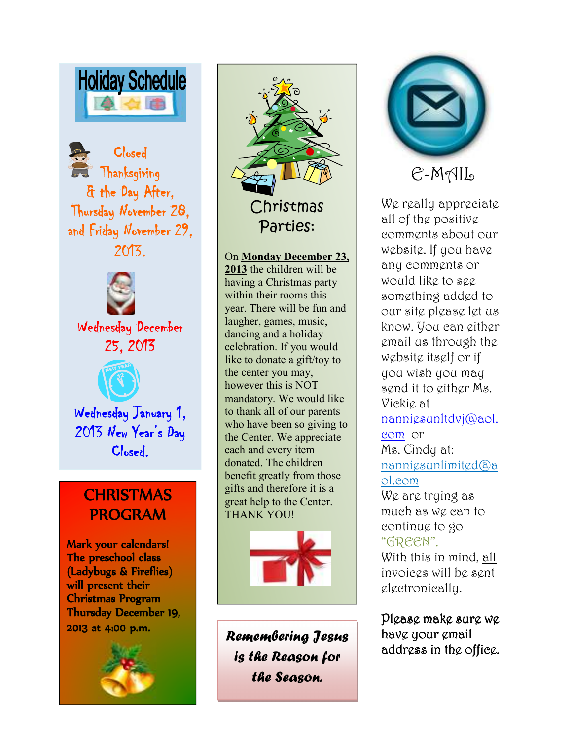# Holiday Schedule

Closed Thanksgiving & the Day After, Thursday November 28, and Friday November 29, 2013.

Wednesday December 25, 2013

Wednesday January 1, 2013 New Year's Day Closed.

## CHRISTMAS PROGRAM

**Mark your calendars! The preschool class (Ladybugs & Fireflies) will present their Christmas Program Thursday December 19, 2013 at 4:00 p.m.**

## Christmas Parties:

On **Monday December 23, 2013** the children will be having a Christmas party within their rooms this year. There will be fun and laughter, games, music, dancing and a holiday celebration. If you would like to donate a gift/toy to the center you may, however this is NOT mandatory. We would like to thank all of our parents who have been so giving to the Center. We appreciate each and every item donated. The children benefit greatly from those gifts and therefore it is a great help to the Center. THANK YOU!

***Remembering Jesus is the Reason for the Season.***

## E-MAIL

We really appreciate all of the positive comments about our website. If you have any comments or would like to see something added to our site please let us know. You can either email us through the website itself or if you wish you may send it to either Ms. Vickie at nanniesunltdvj@aol.com or Ms. Cindy at: nanniesunlimited@aol.com

We are trying as much as we can to continue to go "GREEN". With this in mind, all invoices will be sent electronically.

Please make sure we have your email address in the office.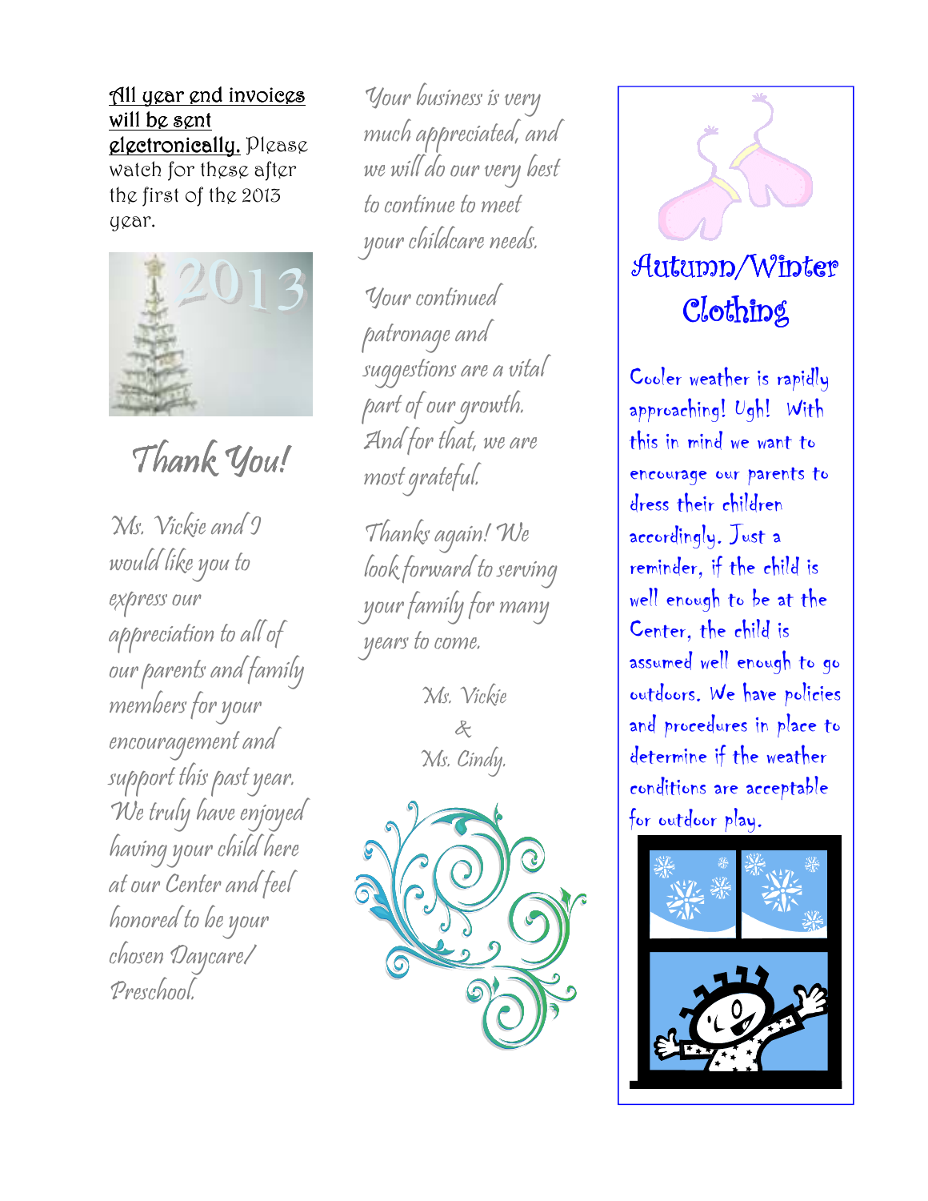**<u>All year end invoices will be sent electronically.</u>** Please watch for these after the first of the 2013 year.

## Thank You!

*Ms. Vickie and I would like you to express our appreciation to all of our parents and family members for your encouragement and support this past year. We truly have enjoyed having your child here at our Center and feel honored to be your chosen Daycare/ Preschool.*

*Your business is very much appreciated, and we will do our very best to continue to meet your childcare needs.*

*Your continued patronage and suggestions are a vital part of our growth. And for that, we are most grateful.*

*Thanks again! We look forward to serving your family for many years to come.*

*Ms. Vickie*
*&*
*Ms. Cindy.*

## Autumn/Winter Clothing

Cooler weather is rapidly approaching! Ugh! With this in mind we want to encourage our parents to dress their children accordingly. Just a reminder, if the child is well enough to be at the Center, the child is assumed well enough to go outdoors. We have policies and procedures in place to determine if the weather conditions are acceptable for outdoor play.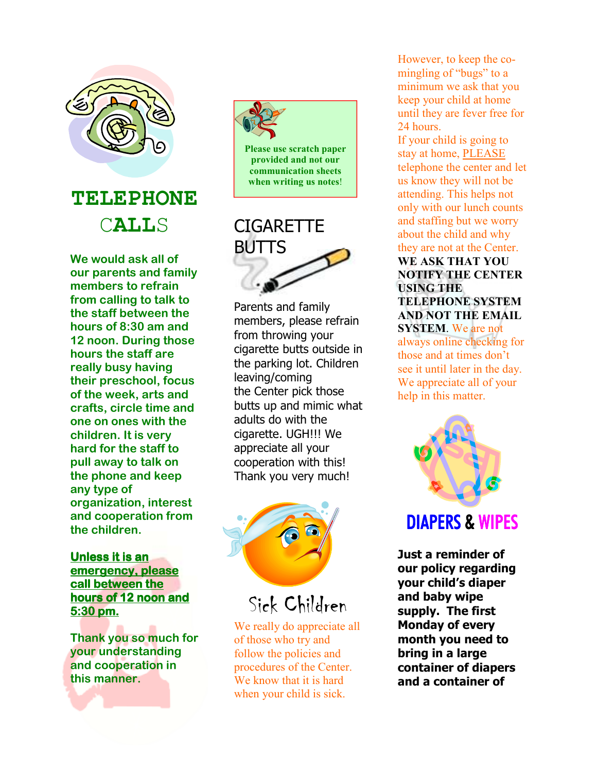## TELEPHONE CALLS

**We would ask all of our parents and family members to refrain from calling to talk to the staff between the hours of 8:30 am and 12 noon. During those hours the staff are really busy having their preschool, focus of the week, arts and crafts, circle time and one on ones with the children. It is very hard for the staff to pull away to talk on the phone and keep any type of organization, interest and cooperation from the children.**

**Unless it is an emergency, please call between the hours of 12 noon and 5:30 pm.**

**Thank you so much for your understanding and cooperation in this manner.**

**Please use scratch paper provided and not our communication sheets when writing us notes!**

## CIGARETTE BUTTS

Parents and family members, please refrain from throwing your cigarette butts outside in the parking lot. Children leaving/coming the Center pick those butts up and mimic what adults do with the cigarette. UGH!!! We appreciate all your cooperation with this! Thank you very much!

## Sick Children

We really do appreciate all of those who try and follow the policies and procedures of the Center. We know that it is hard when your child is sick. However, to keep the co-mingling of "bugs" to a minimum we ask that you keep your child at home until they are fever free for 24 hours.

If your child is going to stay at home, PLEASE telephone the center and let us know they will not be attending. This helps not only with our lunch counts and staffing but we worry about the child and why they are not at the Center. **WE ASK THAT YOU NOTIFY THE CENTER USING THE TELEPHONE SYSTEM AND NOT THE EMAIL SYSTEM**. We are not always online checking for those and at times don't see it until later in the day. We appreciate all of your help in this matter.

## DIAPERS & WIPES

**Just a reminder of our policy regarding your child's diaper and baby wipe supply. The first Monday of every month you need to bring in a large container of diapers and a container of**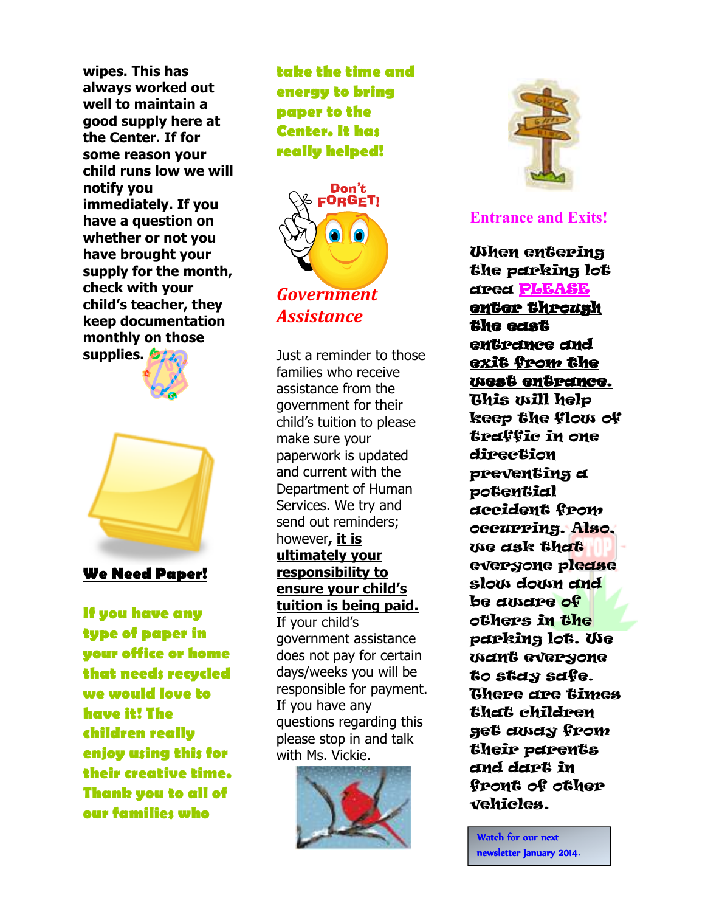**wipes. This has always worked out well to maintain a good supply here at the Center. If for some reason your child runs low we will notify you immediately. If you have a question on whether or not you have brought your supply for the month, check with your child's teacher, they keep documentation monthly on those supplies.**

## We Need Paper!

**If you have any type of paper in your office or home that needs recycled we would love to have it! The children really enjoy using this for their creative time. Thank you to all of our families who take the time and energy to bring paper to the Center. It has really helped!**

Don't FORGET!

## *Government Assistance*

Just a reminder to those families who receive assistance from the government for their child's tuition to please make sure your paperwork is updated and current with the Department of Human Services. We try and send out reminders; however**, it is ultimately your responsibility to ensure your child's tuition is being paid.** If your child's government assistance does not pay for certain days/weeks you will be responsible for payment. If you have any questions regarding this please stop in and talk with Ms. Vickie.

## Entrance and Exits!

When entering the parking lot area **PLEASE enter through the east entrance and exit from the west entrance.** This will help keep the flow of traffic in one direction preventing a potential accident from occurring. Also, we ask that everyone please slow down and be aware of others in the parking lot. We want everyone to stay safe. There are times that children get away from their parents and dart in front of other vehicles.

Watch for our next newsletter January 2014.